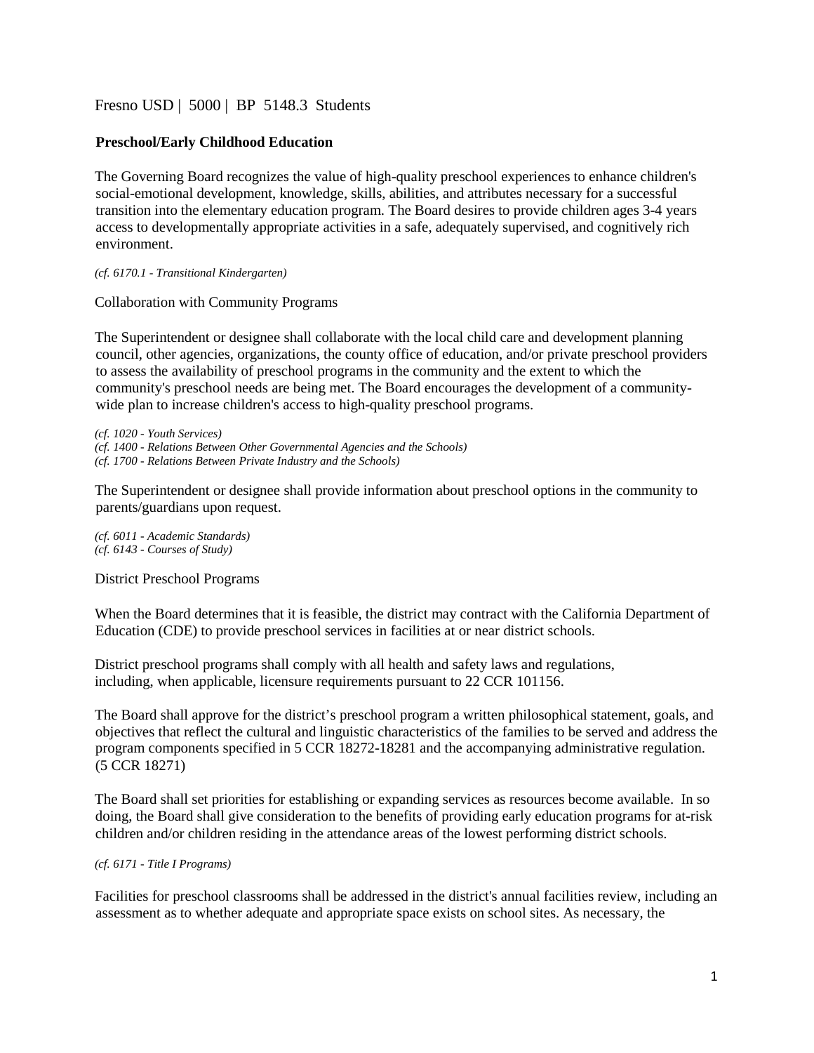Fresno USD | 5000 | BP 5148.3 Students

# Preschool/Early Childhood Education

The Governing Board recognizes the value of high-quality preschool experiences to enhance children's social-emotional development, knowledge, skills, abilities, and attributes necessary for a successful transition into the elementary education program. The Board desires to provide children ages 3-4 years access to developmentally appropriate activities in a safe, adequately supervised, and cognitively rich environment.

*(cf. 6170.1 - Transitional Kindergarten)*

## Collaboration with Community Programs

The Superintendent or designee shall collaborate with the local child care and development planning council, other agencies, organizations, the county office of education, and/or private preschool providers to assess the availability of preschool programs in the community and the extent to which the community's preschool needs are being met. The Board encourages the development of a community-wide plan to increase children's access to high-quality preschool programs.

*(cf. 1020 - Youth Services)*
*(cf. 1400 - Relations Between Other Governmental Agencies and the Schools)*
*(cf. 1700 - Relations Between Private Industry and the Schools)*

The Superintendent or designee shall provide information about preschool options in the community to parents/guardians upon request.

*(cf. 6011 - Academic Standards)*
*(cf. 6143 - Courses of Study)*

## District Preschool Programs

When the Board determines that it is feasible, the district may contract with the California Department of Education (CDE) to provide preschool services in facilities at or near district schools.

District preschool programs shall comply with all health and safety laws and regulations, including, when applicable, licensure requirements pursuant to 22 CCR 101156.

The Board shall approve for the district's preschool program a written philosophical statement, goals, and objectives that reflect the cultural and linguistic characteristics of the families to be served and address the program components specified in 5 CCR 18272-18281 and the accompanying administrative regulation. (5 CCR 18271)

The Board shall set priorities for establishing or expanding services as resources become available. In so doing, the Board shall give consideration to the benefits of providing early education programs for at-risk children and/or children residing in the attendance areas of the lowest performing district schools.

*(cf. 6171 - Title I Programs)*

Facilities for preschool classrooms shall be addressed in the district's annual facilities review, including an assessment as to whether adequate and appropriate space exists on school sites. As necessary, the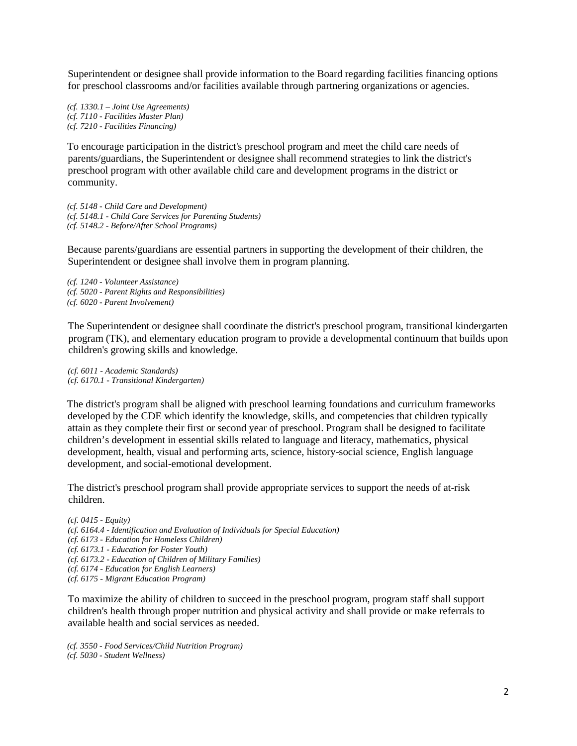Superintendent or designee shall provide information to the Board regarding facilities financing options for preschool classrooms and/or facilities available through partnering organizations or agencies.

*(cf. 1330.1 – Joint Use Agreements)*
*(cf. 7110 - Facilities Master Plan)*
*(cf. 7210 - Facilities Financing)*

To encourage participation in the district's preschool program and meet the child care needs of parents/guardians, the Superintendent or designee shall recommend strategies to link the district's preschool program with other available child care and development programs in the district or community.

*(cf. 5148 - Child Care and Development)*
*(cf. 5148.1 - Child Care Services for Parenting Students)*
*(cf. 5148.2 - Before/After School Programs)*

Because parents/guardians are essential partners in supporting the development of their children, the Superintendent or designee shall involve them in program planning.

*(cf. 1240 - Volunteer Assistance)*
*(cf. 5020 - Parent Rights and Responsibilities)*
*(cf. 6020 - Parent Involvement)*

The Superintendent or designee shall coordinate the district's preschool program, transitional kindergarten program (TK), and elementary education program to provide a developmental continuum that builds upon children's growing skills and knowledge.

*(cf. 6011 - Academic Standards)*
*(cf. 6170.1 - Transitional Kindergarten)*

The district's program shall be aligned with preschool learning foundations and curriculum frameworks developed by the CDE which identify the knowledge, skills, and competencies that children typically attain as they complete their first or second year of preschool. Program shall be designed to facilitate children's development in essential skills related to language and literacy, mathematics, physical development, health, visual and performing arts, science, history-social science, English language development, and social-emotional development.

The district's preschool program shall provide appropriate services to support the needs of at-risk children.

*(cf. 0415 - Equity)*
*(cf. 6164.4 - Identification and Evaluation of Individuals for Special Education)*
*(cf. 6173 - Education for Homeless Children)*
*(cf. 6173.1 - Education for Foster Youth)*
*(cf. 6173.2 - Education of Children of Military Families)*
*(cf. 6174 - Education for English Learners)*
*(cf. 6175 - Migrant Education Program)*

To maximize the ability of children to succeed in the preschool program, program staff shall support children's health through proper nutrition and physical activity and shall provide or make referrals to available health and social services as needed.

*(cf. 3550 - Food Services/Child Nutrition Program)*
*(cf. 5030 - Student Wellness)*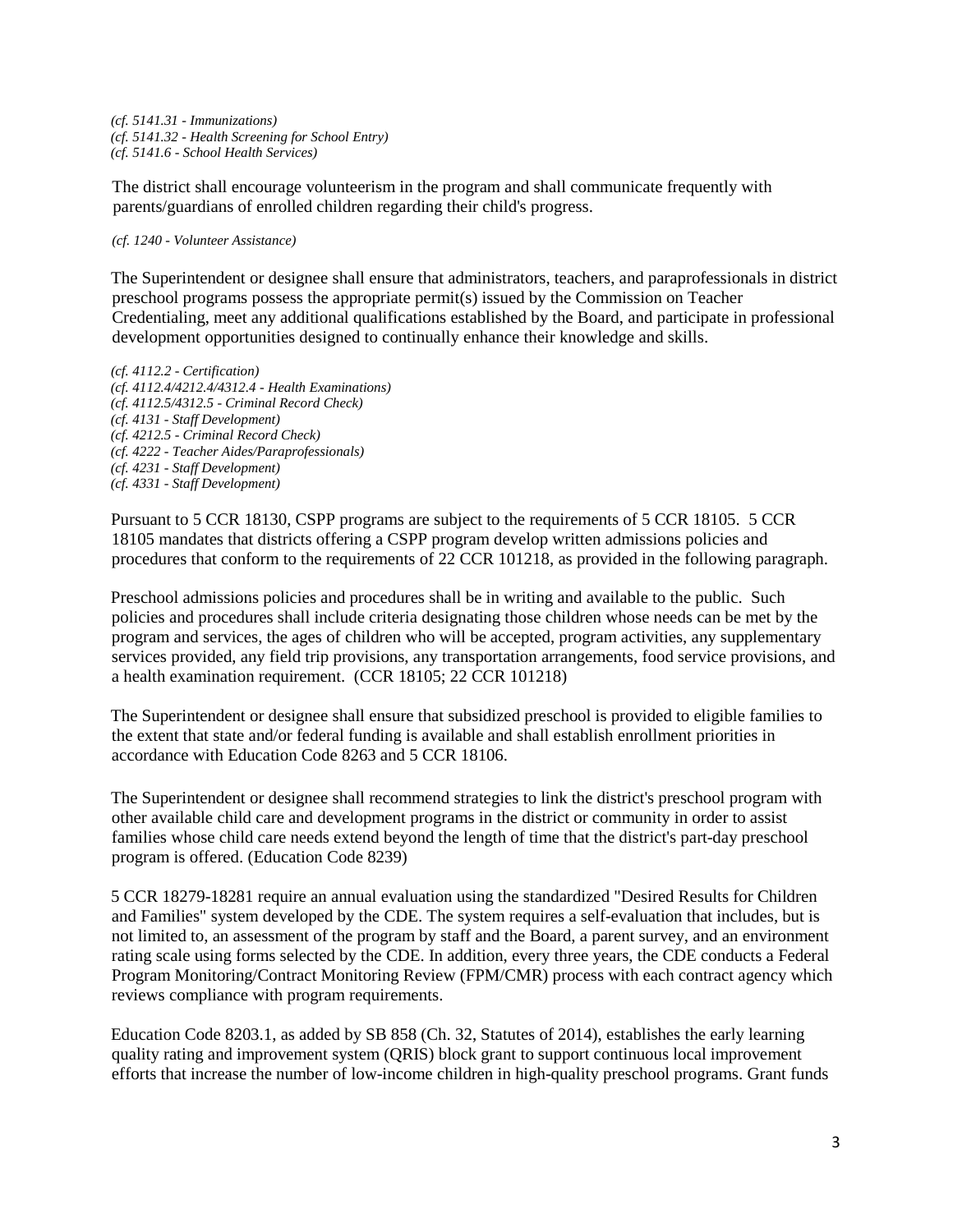*(cf. 5141.31 - Immunizations)*
*(cf. 5141.32 - Health Screening for School Entry)*
*(cf. 5141.6 - School Health Services)*

The district shall encourage volunteerism in the program and shall communicate frequently with parents/guardians of enrolled children regarding their child's progress.

*(cf. 1240 - Volunteer Assistance)*

The Superintendent or designee shall ensure that administrators, teachers, and paraprofessionals in district preschool programs possess the appropriate permit(s) issued by the Commission on Teacher Credentialing, meet any additional qualifications established by the Board, and participate in professional development opportunities designed to continually enhance their knowledge and skills.

*(cf. 4112.2 - Certification)*
*(cf. 4112.4/4212.4/4312.4 - Health Examinations)*
*(cf. 4112.5/4312.5 - Criminal Record Check)*
*(cf. 4131 - Staff Development)*
*(cf. 4212.5 - Criminal Record Check)*
*(cf. 4222 - Teacher Aides/Paraprofessionals)*
*(cf. 4231 - Staff Development)*
*(cf. 4331 - Staff Development)*

Pursuant to 5 CCR 18130, CSPP programs are subject to the requirements of 5 CCR 18105. 5 CCR 18105 mandates that districts offering a CSPP program develop written admissions policies and procedures that conform to the requirements of 22 CCR 101218, as provided in the following paragraph.

Preschool admissions policies and procedures shall be in writing and available to the public. Such policies and procedures shall include criteria designating those children whose needs can be met by the program and services, the ages of children who will be accepted, program activities, any supplementary services provided, any field trip provisions, any transportation arrangements, food service provisions, and a health examination requirement. (CCR 18105; 22 CCR 101218)

The Superintendent or designee shall ensure that subsidized preschool is provided to eligible families to the extent that state and/or federal funding is available and shall establish enrollment priorities in accordance with Education Code 8263 and 5 CCR 18106.

The Superintendent or designee shall recommend strategies to link the district's preschool program with other available child care and development programs in the district or community in order to assist families whose child care needs extend beyond the length of time that the district's part-day preschool program is offered. (Education Code 8239)

5 CCR 18279-18281 require an annual evaluation using the standardized "Desired Results for Children and Families" system developed by the CDE. The system requires a self-evaluation that includes, but is not limited to, an assessment of the program by staff and the Board, a parent survey, and an environment rating scale using forms selected by the CDE. In addition, every three years, the CDE conducts a Federal Program Monitoring/Contract Monitoring Review (FPM/CMR) process with each contract agency which reviews compliance with program requirements.

Education Code 8203.1, as added by SB 858 (Ch. 32, Statutes of 2014), establishes the early learning quality rating and improvement system (QRIS) block grant to support continuous local improvement efforts that increase the number of low-income children in high-quality preschool programs. Grant funds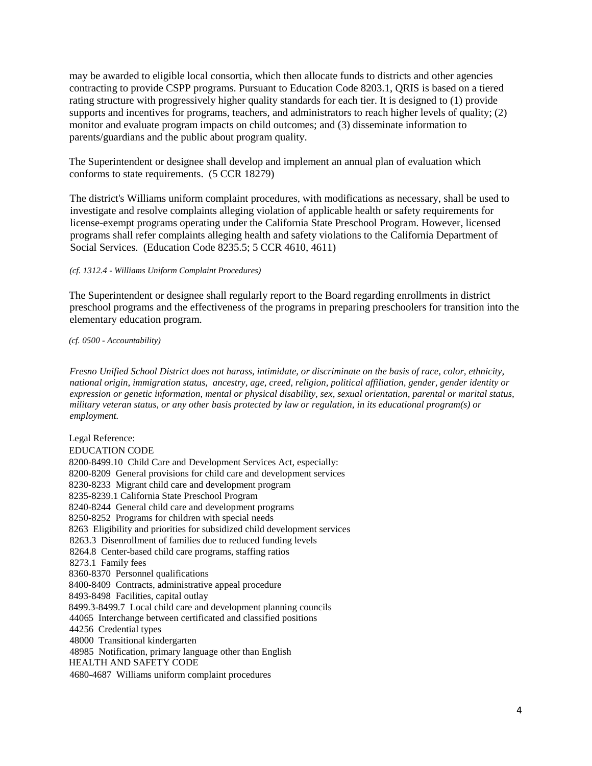may be awarded to eligible local consortia, which then allocate funds to districts and other agencies contracting to provide CSPP programs. Pursuant to Education Code 8203.1, QRIS is based on a tiered rating structure with progressively higher quality standards for each tier. It is designed to (1) provide supports and incentives for programs, teachers, and administrators to reach higher levels of quality; (2) monitor and evaluate program impacts on child outcomes; and (3) disseminate information to parents/guardians and the public about program quality.

The Superintendent or designee shall develop and implement an annual plan of evaluation which conforms to state requirements. (5 CCR 18279)

The district's Williams uniform complaint procedures, with modifications as necessary, shall be used to investigate and resolve complaints alleging violation of applicable health or safety requirements for license-exempt programs operating under the California State Preschool Program. However, licensed programs shall refer complaints alleging health and safety violations to the California Department of Social Services. (Education Code 8235.5; 5 CCR 4610, 4611)

*(cf. 1312.4 - Williams Uniform Complaint Procedures)*

The Superintendent or designee shall regularly report to the Board regarding enrollments in district preschool programs and the effectiveness of the programs in preparing preschoolers for transition into the elementary education program.

*(cf. 0500 - Accountability)*

*Fresno Unified School District does not harass, intimidate, or discriminate on the basis of race, color, ethnicity, national origin, immigration status, ancestry, age, creed, religion, political affiliation, gender, gender identity or expression or genetic information, mental or physical disability, sex, sexual orientation, parental or marital status, military veteran status, or any other basis protected by law or regulation, in its educational program(s) or employment.*

Legal Reference:
EDUCATION CODE
8200-8499.10 Child Care and Development Services Act, especially:
8200-8209 General provisions for child care and development services
8230-8233 Migrant child care and development program
8235-8239.1 California State Preschool Program
8240-8244 General child care and development programs
8250-8252 Programs for children with special needs
8263 Eligibility and priorities for subsidized child development services
8263.3 Disenrollment of families due to reduced funding levels
8264.8 Center-based child care programs, staffing ratios
8273.1 Family fees
8360-8370 Personnel qualifications
8400-8409 Contracts, administrative appeal procedure
8493-8498 Facilities, capital outlay
8499.3-8499.7 Local child care and development planning councils
44065 Interchange between certificated and classified positions
44256 Credential types
48000 Transitional kindergarten
48985 Notification, primary language other than English
HEALTH AND SAFETY CODE
4680-4687 Williams uniform complaint procedures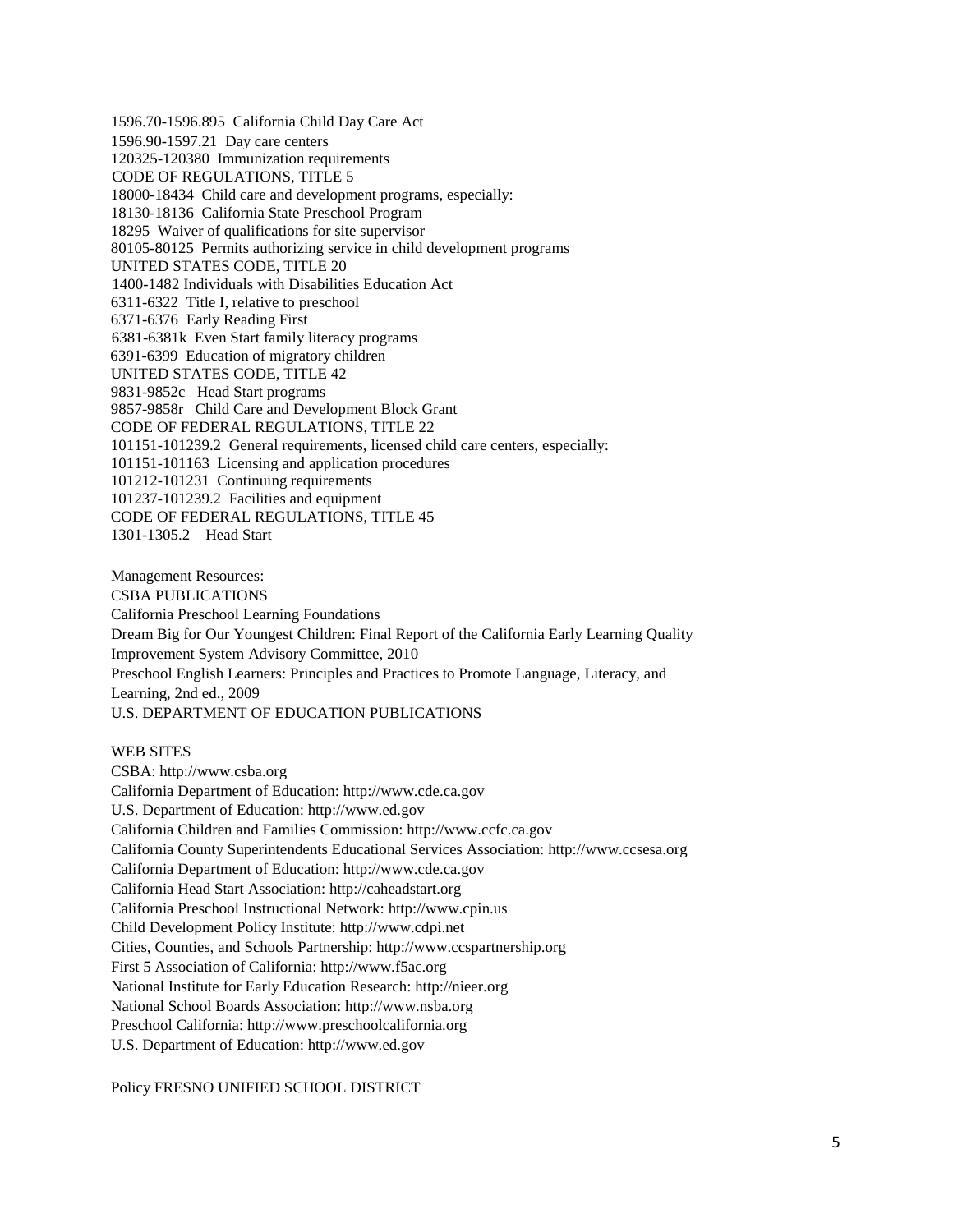1596.70-1596.895 California Child Day Care Act
1596.90-1597.21 Day care centers
120325-120380 Immunization requirements
CODE OF REGULATIONS, TITLE 5
18000-18434 Child care and development programs, especially:
18130-18136 California State Preschool Program
18295 Waiver of qualifications for site supervisor
80105-80125 Permits authorizing service in child development programs
UNITED STATES CODE, TITLE 20
1400-1482 Individuals with Disabilities Education Act
6311-6322 Title I, relative to preschool
6371-6376 Early Reading First
6381-6381k Even Start family literacy programs
6391-6399 Education of migratory children
UNITED STATES CODE, TITLE 42
9831-9852c Head Start programs
9857-9858r Child Care and Development Block Grant
CODE OF FEDERAL REGULATIONS, TITLE 22
101151-101239.2 General requirements, licensed child care centers, especially:
101151-101163 Licensing and application procedures
101212-101231 Continuing requirements
101237-101239.2 Facilities and equipment
CODE OF FEDERAL REGULATIONS, TITLE 45
1301-1305.2 Head Start

Management Resources:
CSBA PUBLICATIONS
California Preschool Learning Foundations
Dream Big for Our Youngest Children: Final Report of the California Early Learning Quality Improvement System Advisory Committee, 2010
Preschool English Learners: Principles and Practices to Promote Language, Literacy, and Learning, 2nd ed., 2009
U.S. DEPARTMENT OF EDUCATION PUBLICATIONS

WEB SITES
CSBA: http://www.csba.org
California Department of Education: http://www.cde.ca.gov
U.S. Department of Education: http://www.ed.gov
California Children and Families Commission: http://www.ccfc.ca.gov
California County Superintendents Educational Services Association: http://www.ccsesa.org
California Department of Education: http://www.cde.ca.gov
California Head Start Association: http://caheadstart.org
California Preschool Instructional Network: http://www.cpin.us
Child Development Policy Institute: http://www.cdpi.net
Cities, Counties, and Schools Partnership: http://www.ccspartnership.org
First 5 Association of California: http://www.f5ac.org
National Institute for Early Education Research: http://nieer.org
National School Boards Association: http://www.nsba.org
Preschool California: http://www.preschoolcalifornia.org
U.S. Department of Education: http://www.ed.gov

Policy FRESNO UNIFIED SCHOOL DISTRICT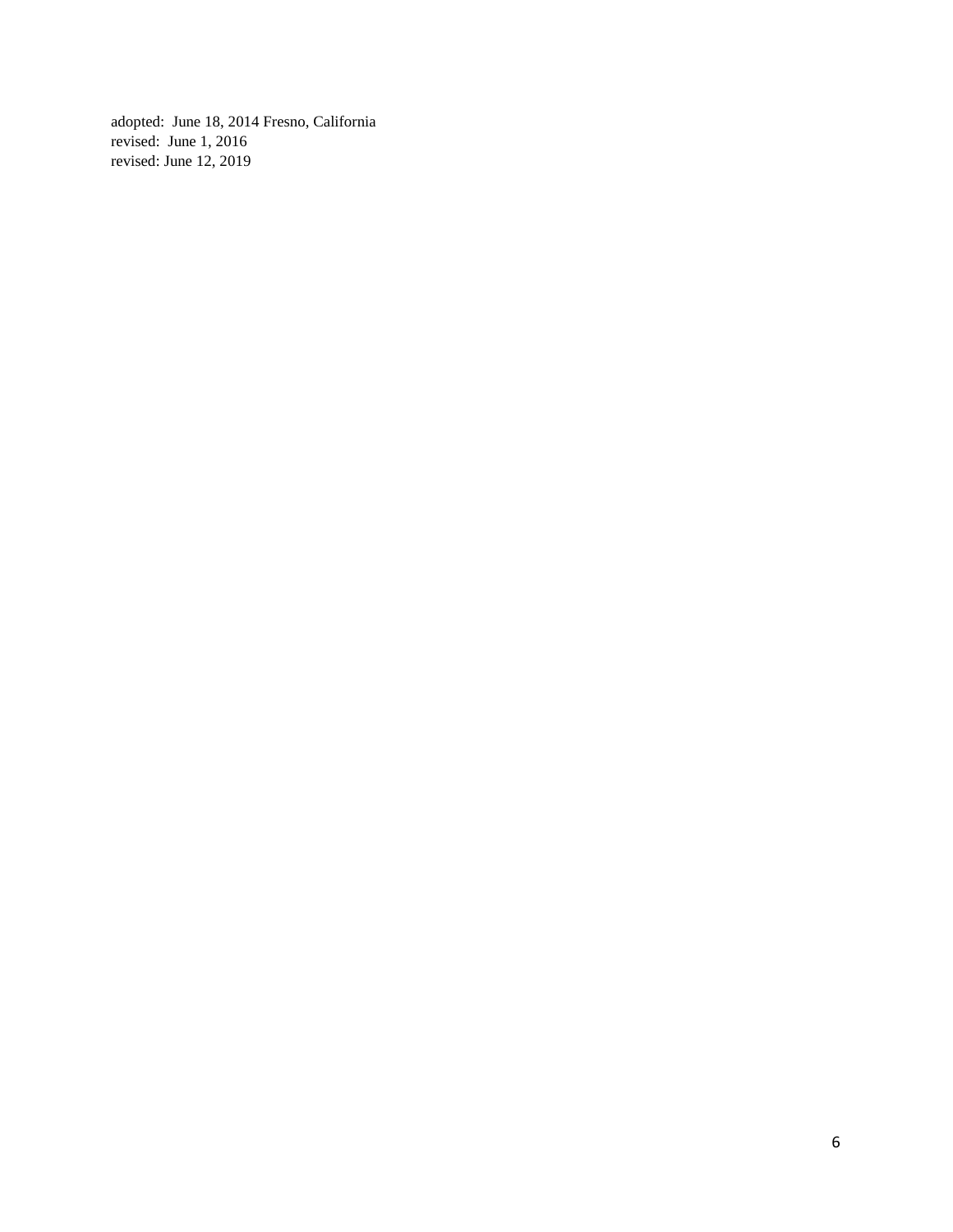adopted: June 18, 2014 Fresno, California
revised: June 1, 2016
revised: June 12, 2019